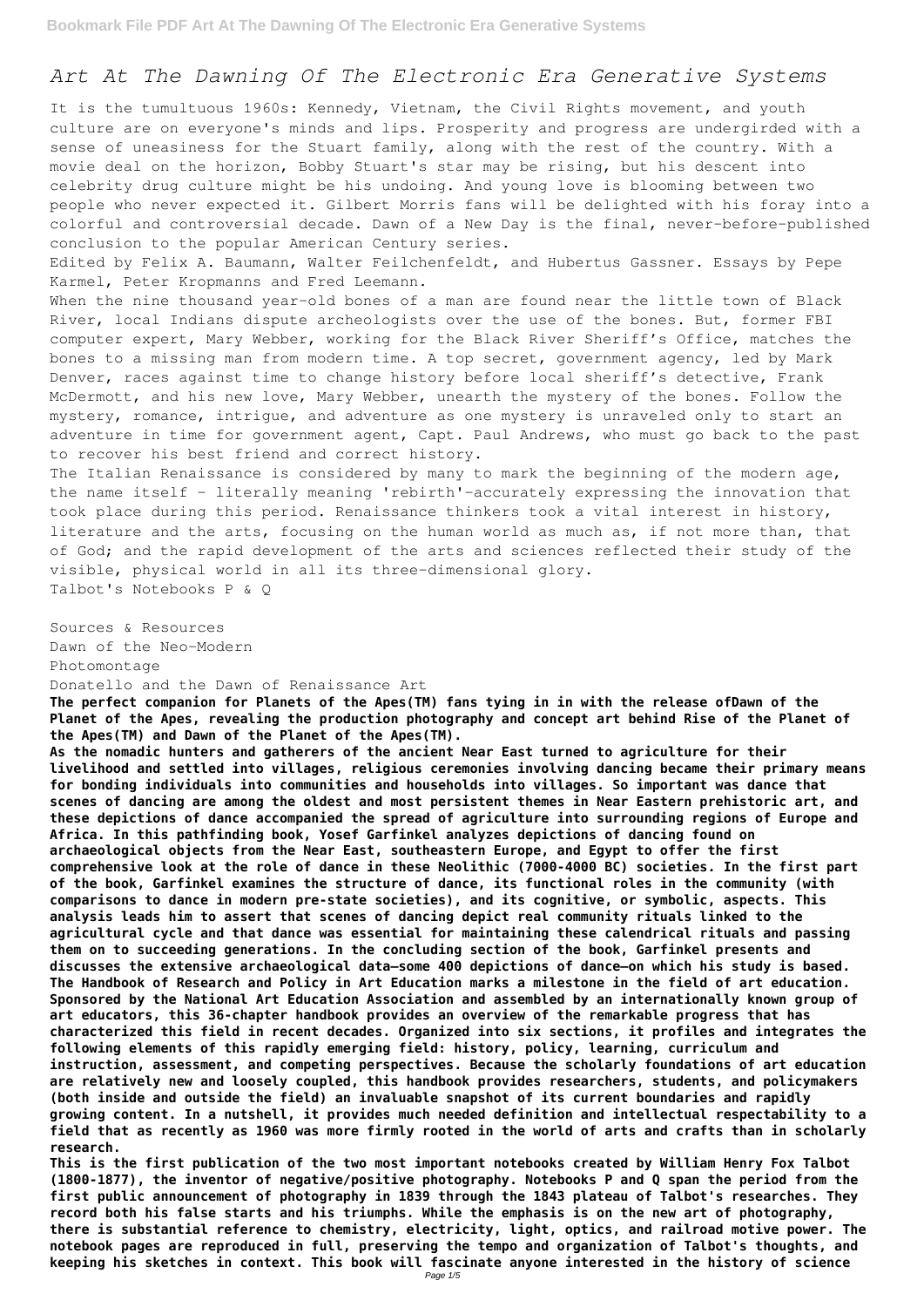# *Art At The Dawning Of The Electronic Era Generative Systems*

It is the tumultuous 1960s: Kennedy, Vietnam, the Civil Rights movement, and youth culture are on everyone's minds and lips. Prosperity and progress are undergirded with a sense of uneasiness for the Stuart family, along with the rest of the country. With a movie deal on the horizon, Bobby Stuart's star may be rising, but his descent into celebrity drug culture might be his undoing. And young love is blooming between two people who never expected it. Gilbert Morris fans will be delighted with his foray into a colorful and controversial decade. Dawn of a New Day is the final, never-before-published conclusion to the popular American Century series.

Edited by Felix A. Baumann, Walter Feilchenfeldt, and Hubertus Gassner. Essays by Pepe Karmel, Peter Kropmanns and Fred Leemann.

When the nine thousand year-old bones of a man are found near the little town of Black River, local Indians dispute archeologists over the use of the bones. But, former FBI computer expert, Mary Webber, working for the Black River Sheriff's Office, matches the bones to a missing man from modern time. A top secret, government agency, led by Mark Denver, races against time to change history before local sheriff's detective, Frank McDermott, and his new love, Mary Webber, unearth the mystery of the bones. Follow the mystery, romance, intrigue, and adventure as one mystery is unraveled only to start an adventure in time for government agent, Capt. Paul Andrews, who must go back to the past to recover his best friend and correct history.

The Italian Renaissance is considered by many to mark the beginning of the modern age, the name itself - literally meaning 'rebirth'-accurately expressing the innovation that took place during this period. Renaissance thinkers took a vital interest in history, literature and the arts, focusing on the human world as much as, if not more than, that of God; and the rapid development of the arts and sciences reflected their study of the visible, physical world in all its three-dimensional glory.

Talbot's Notebooks P & Q

Sources & Resources

Dawn of the Neo-Modern

Photomontage

Donatello and the Dawn of Renaissance Art

**The perfect companion for Planets of the Apes(TM) fans tying in in with the release ofDawn of the Planet of the Apes, revealing the production photography and concept art behind Rise of the Planet of the Apes(TM) and Dawn of the Planet of the Apes(TM).**

**As the nomadic hunters and gatherers of the ancient Near East turned to agriculture for their livelihood and settled into villages, religious ceremonies involving dancing became their primary means for bonding individuals into communities and households into villages. So important was dance that scenes of dancing are among the oldest and most persistent themes in Near Eastern prehistoric art, and these depictions of dance accompanied the spread of agriculture into surrounding regions of Europe and Africa. In this pathfinding book, Yosef Garfinkel analyzes depictions of dancing found on archaeological objects from the Near East, southeastern Europe, and Egypt to offer the first comprehensive look at the role of dance in these Neolithic (7000-4000 BC) societies. In the first part of the book, Garfinkel examines the structure of dance, its functional roles in the community (with comparisons to dance in modern pre-state societies), and its cognitive, or symbolic, aspects. This analysis leads him to assert that scenes of dancing depict real community rituals linked to the agricultural cycle and that dance was essential for maintaining these calendrical rituals and passing them on to succeeding generations. In the concluding section of the book, Garfinkel presents and discusses the extensive archaeological data—some 400 depictions of dance—on which his study is based.**

**The Handbook of Research and Policy in Art Education marks a milestone in the field of art education. Sponsored by the National Art Education Association and assembled by an internationally known group of art educators, this 36-chapter handbook provides an overview of the remarkable progress that has characterized this field in recent decades. Organized into six sections, it profiles and integrates the following elements of this rapidly emerging field: history, policy, learning, curriculum and instruction, assessment, and competing perspectives. Because the scholarly foundations of art education are relatively new and loosely coupled, this handbook provides researchers, students, and policymakers (both inside and outside the field) an invaluable snapshot of its current boundaries and rapidly growing content. In a nutshell, it provides much needed definition and intellectual respectability to a field that as recently as 1960 was more firmly rooted in the world of arts and crafts than in scholarly research.**

**This is the first publication of the two most important notebooks created by William Henry Fox Talbot (1800-1877), the inventor of negative/positive photography. Notebooks P and Q span the period from the first public announcement of photography in 1839 through the 1843 plateau of Talbot's researches. They record both his false starts and his triumphs. While the emphasis is on the new art of photography, there is substantial reference to chemistry, electricity, light, optics, and railroad motive power. The notebook pages are reproduced in full, preserving the tempo and organization of Talbot's thoughts, and keeping his sketches in context. This book will fascinate anyone interested in the history of science**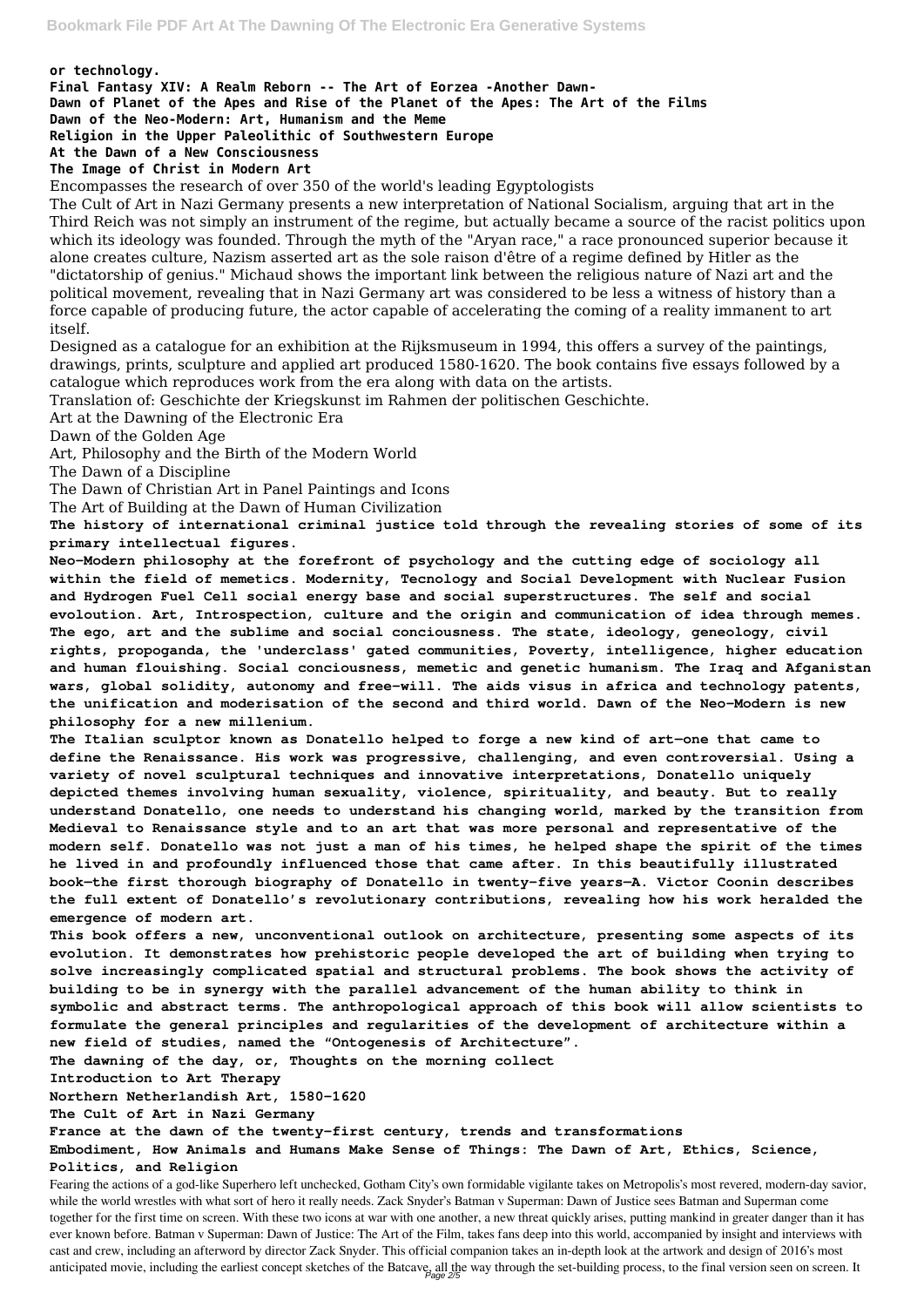**or technology.**

**Final Fantasy XIV: A Realm Reborn -- The Art of Eorzea -Another Dawn-**

**Dawn of Planet of the Apes and Rise of the Planet of the Apes: The Art of the Films**

**Dawn of the Neo-Modern: Art, Humanism and the Meme**

**Religion in the Upper Paleolithic of Southwestern Europe**

**At the Dawn of a New Consciousness**

**The Image of Christ in Modern Art**

Encompasses the research of over 350 of the world's leading Egyptologists

The Cult of Art in Nazi Germany presents a new interpretation of National Socialism, arguing that art in the Third Reich was not simply an instrument of the regime, but actually became a source of the racist politics upon which its ideology was founded. Through the myth of the "Aryan race," a race pronounced superior because it alone creates culture, Nazism asserted art as the sole raison d'être of a regime defined by Hitler as the "dictatorship of genius." Michaud shows the important link between the religious nature of Nazi art and the political movement, revealing that in Nazi Germany art was considered to be less a witness of history than a force capable of producing future, the actor capable of accelerating the coming of a reality immanent to art itself.

Designed as a catalogue for an exhibition at the Rijksmuseum in 1994, this offers a survey of the paintings, drawings, prints, sculpture and applied art produced 1580-1620. The book contains five essays followed by a catalogue which reproduces work from the era along with data on the artists.

Translation of: Geschichte der Kriegskunst im Rahmen der politischen Geschichte.

Art at the Dawning of the Electronic Era

Dawn of the Golden Age

Art, Philosophy and the Birth of the Modern World

The Dawn of a Discipline

The Dawn of Christian Art in Panel Paintings and Icons

The Art of Building at the Dawn of Human Civilization

**The history of international criminal justice told through the revealing stories of some of its primary intellectual figures.**

**Neo-Modern philosophy at the forefront of psychology and the cutting edge of sociology all within the field of memetics. Modernity, Tecnology and Social Development with Nuclear Fusion and Hydrogen Fuel Cell social energy base and social superstructures. The self and social evoloution. Art, Introspection, culture and the origin and communication of idea through memes. The ego, art and the sublime and social conciousness. The state, ideology, geneology, civil rights, propoganda, the 'underclass' gated communities, Poverty, intelligence, higher education and human flouishing. Social conciousness, memetic and genetic humanism. The Iraq and Afganistan wars, global solidity, autonomy and free-will. The aids visus in africa and technology patents, the unification and moderisation of the second and third world. Dawn of the Neo-Modern is new philosophy for a new millenium.**

**The Italian sculptor known as Donatello helped to forge a new kind of art—one that came to define the Renaissance. His work was progressive, challenging, and even controversial. Using a variety of novel sculptural techniques and innovative interpretations, Donatello uniquely depicted themes involving human sexuality, violence, spirituality, and beauty. But to really understand Donatello, one needs to understand his changing world, marked by the transition from Medieval to Renaissance style and to an art that was more personal and representative of the modern self. Donatello was not just a man of his times, he helped shape the spirit of the times he lived in and profoundly influenced those that came after. In this beautifully illustrated book—the first thorough biography of Donatello in twenty-five years—A. Victor Coonin describes the full extent of Donatello's revolutionary contributions, revealing how his work heralded the emergence of modern art.**

**This book offers a new, unconventional outlook on architecture, presenting some aspects of its evolution. It demonstrates how prehistoric people developed the art of building when trying to solve increasingly complicated spatial and structural problems. The book shows the activity of building to be in synergy with the parallel advancement of the human ability to think in symbolic and abstract terms. The anthropological approach of this book will allow scientists to formulate the general principles and regularities of the development of architecture within a new field of studies, named the "Ontogenesis of Architecture".**

**The dawning of the day, or, Thoughts on the morning collect**

**Introduction to Art Therapy**

**Northern Netherlandish Art, 1580-1620**

**The Cult of Art in Nazi Germany**

**France at the dawn of the twenty-first century, trends and transformations**

**Embodiment, How Animals and Humans Make Sense of Things: The Dawn of Art, Ethics, Science, Politics, and Religion**

Fearing the actions of a god-like Superhero left unchecked, Gotham City's own formidable vigilante takes on Metropolis's most revered, modern-day savior, while the world wrestles with what sort of hero it really needs. Zack Snyder's Batman v Superman: Dawn of Justice sees Batman and Superman come together for the first time on screen. With these two icons at war with one another, a new threat quickly arises, putting mankind in greater danger than it has ever known before. Batman v Superman: Dawn of Justice: The Art of the Film, takes fans deep into this world, accompanied by insight and interviews with cast and crew, including an afterword by director Zack Snyder. This official companion takes an in-depth look at the artwork and design of 2016's most anticipated movie, including the earliest concept sketches of the Batcave, all the way through the set-building process, to the final version seen on screen. It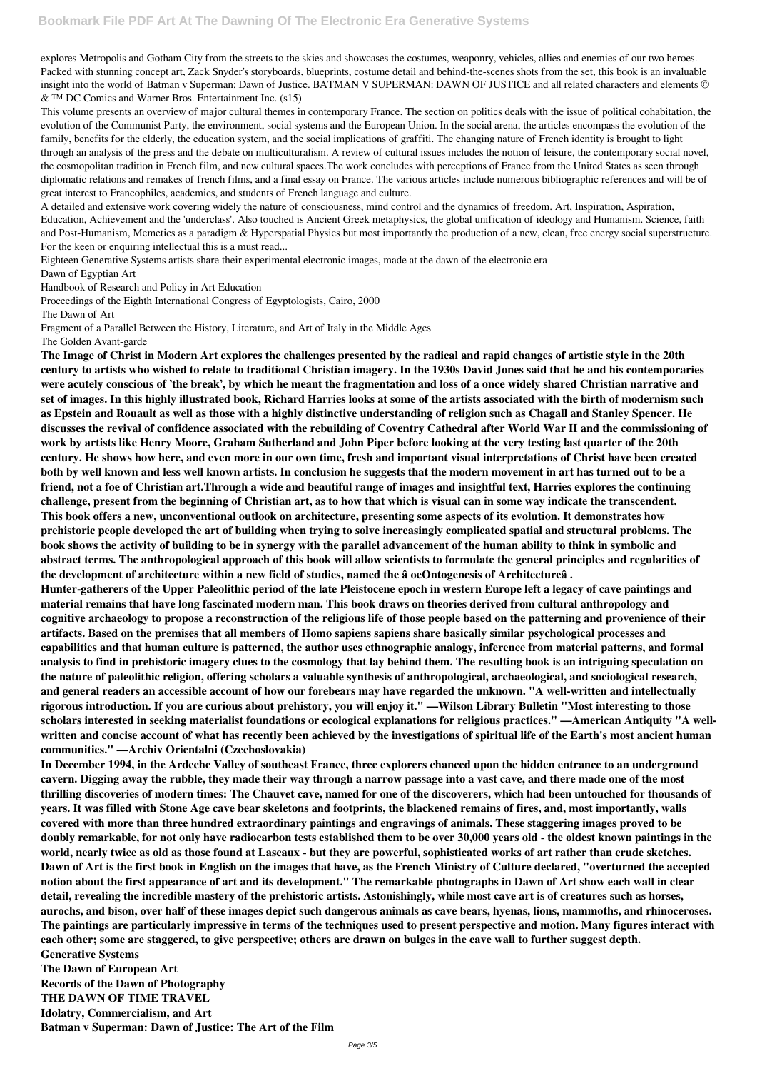explores Metropolis and Gotham City from the streets to the skies and showcases the costumes, weaponry, vehicles, allies and enemies of our two heroes. Packed with stunning concept art, Zack Snyder's storyboards, blueprints, costume detail and behind-the-scenes shots from the set, this book is an invaluable insight into the world of Batman v Superman: Dawn of Justice. BATMAN V SUPERMAN: DAWN OF JUSTICE and all related characters and elements © & ™ DC Comics and Warner Bros. Entertainment Inc. (s15)

This volume presents an overview of major cultural themes in contemporary France. The section on politics deals with the issue of political cohabitation, the evolution of the Communist Party, the environment, social systems and the European Union. In the social arena, the articles encompass the evolution of the family, benefits for the elderly, the education system, and the social implications of graffiti. The changing nature of French identity is brought to light through an analysis of the press and the debate on multiculturalism. A review of cultural issues includes the notion of leisure, the contemporary social novel, the cosmopolitan tradition in French film, and new cultural spaces.The work concludes with perceptions of France from the United States as seen through diplomatic relations and remakes of french films, and a final essay on France. The various articles include numerous bibliographic references and will be of great interest to Francophiles, academics, and students of French language and culture.

A detailed and extensive work covering widely the nature of consciousness, mind control and the dynamics of freedom. Art, Inspiration, Aspiration, Education, Achievement and the 'underclass'. Also touched is Ancient Greek metaphysics, the global unification of ideology and Humanism. Science, faith and Post-Humanism, Memetics as a paradigm & Hyperspatial Physics but most importantly the production of a new, clean, free energy social superstructure. For the keen or enquiring intellectual this is a must read...

Eighteen Generative Systems artists share their experimental electronic images, made at the dawn of the electronic era

Dawn of Egyptian Art

Handbook of Research and Policy in Art Education

Proceedings of the Eighth International Congress of Egyptologists, Cairo, 2000

The Dawn of Art

Fragment of a Parallel Between the History, Literature, and Art of Italy in the Middle Ages

The Golden Avant-garde

**The Image of Christ in Modern Art explores the challenges presented by the radical and rapid changes of artistic style in the 20th century to artists who wished to relate to traditional Christian imagery. In the 1930s David Jones said that he and his contemporaries were acutely conscious of 'the break', by which he meant the fragmentation and loss of a once widely shared Christian narrative and set of images. In this highly illustrated book, Richard Harries looks at some of the artists associated with the birth of modernism such as Epstein and Rouault as well as those with a highly distinctive understanding of religion such as Chagall and Stanley Spencer. He discusses the revival of confidence associated with the rebuilding of Coventry Cathedral after World War II and the commissioning of work by artists like Henry Moore, Graham Sutherland and John Piper before looking at the very testing last quarter of the 20th century. He shows how here, and even more in our own time, fresh and important visual interpretations of Christ have been created both by well known and less well known artists. In conclusion he suggests that the modern movement in art has turned out to be a friend, not a foe of Christian art.Through a wide and beautiful range of images and insightful text, Harries explores the continuing challenge, present from the beginning of Christian art, as to how that which is visual can in some way indicate the transcendent.**

**This book offers a new, unconventional outlook on architecture, presenting some aspects of its evolution. It demonstrates how prehistoric people developed the art of building when trying to solve increasingly complicated spatial and structural problems. The book shows the activity of building to be in synergy with the parallel advancement of the human ability to think in symbolic and abstract terms. The anthropological approach of this book will allow scientists to formulate the general principles and regularities of the development of architecture within a new field of studies, named the â oeOntogenesis of Architectureâ .**

**Hunter-gatherers of the Upper Paleolithic period of the late Pleistocene epoch in western Europe left a legacy of cave paintings and material remains that have long fascinated modern man. This book draws on theories derived from cultural anthropology and cognitive archaeology to propose a reconstruction of the religious life of those people based on the patterning and provenience of their artifacts. Based on the premises that all members of Homo sapiens sapiens share basically similar psychological processes and capabilities and that human culture is patterned, the author uses ethnographic analogy, inference from material patterns, and formal analysis to find in prehistoric imagery clues to the cosmology that lay behind them. The resulting book is an intriguing speculation on the nature of paleolithic religion, offering scholars a valuable synthesis of anthropological, archaeological, and sociological research, and general readers an accessible account of how our forebears may have regarded the unknown. "A well-written and intellectually rigorous introduction. If you are curious about prehistory, you will enjoy it." —Wilson Library Bulletin "Most interesting to those scholars interested in seeking materialist foundations or ecological explanations for religious practices." —American Antiquity "A well-written and concise account of what has recently been achieved by the investigations of spiritual life of the Earth's most ancient human communities." —Archiv Orientalni (Czechoslovakia)**

**In December 1994, in the Ardeche Valley of southeast France, three explorers chanced upon the hidden entrance to an underground cavern. Digging away the rubble, they made their way through a narrow passage into a vast cave, and there made one of the most thrilling discoveries of modern times: The Chauvet cave, named for one of the discoverers, which had been untouched for thousands of years. It was filled with Stone Age cave bear skeletons and footprints, the blackened remains of fires, and, most importantly, walls covered with more than three hundred extraordinary paintings and engravings of animals. These staggering images proved to be doubly remarkable, for not only have radiocarbon tests established them to be over 30,000 years old - the oldest known paintings in the world, nearly twice as old as those found at Lascaux - but they are powerful, sophisticated works of art rather than crude sketches. Dawn of Art is the first book in English on the images that have, as the French Ministry of Culture declared, "overturned the accepted notion about the first appearance of art and its development." The remarkable photographs in Dawn of Art show each wall in clear detail, revealing the incredible mastery of the prehistoric artists. Astonishingly, while most cave art is of creatures such as horses, aurochs, and bison, over half of these images depict such dangerous animals as cave bears, hyenas, lions, mammoths, and rhinoceroses. The paintings are particularly impressive in terms of the techniques used to present perspective and motion. Many figures interact with each other; some are staggered, to give perspective; others are drawn on bulges in the cave wall to further suggest depth.**

**Generative Systems**

**The Dawn of European Art**

**Records of the Dawn of Photography**

**THE DAWN OF TIME TRAVEL**

**Idolatry, Commercialism, and Art**

**Batman v Superman: Dawn of Justice: The Art of the Film**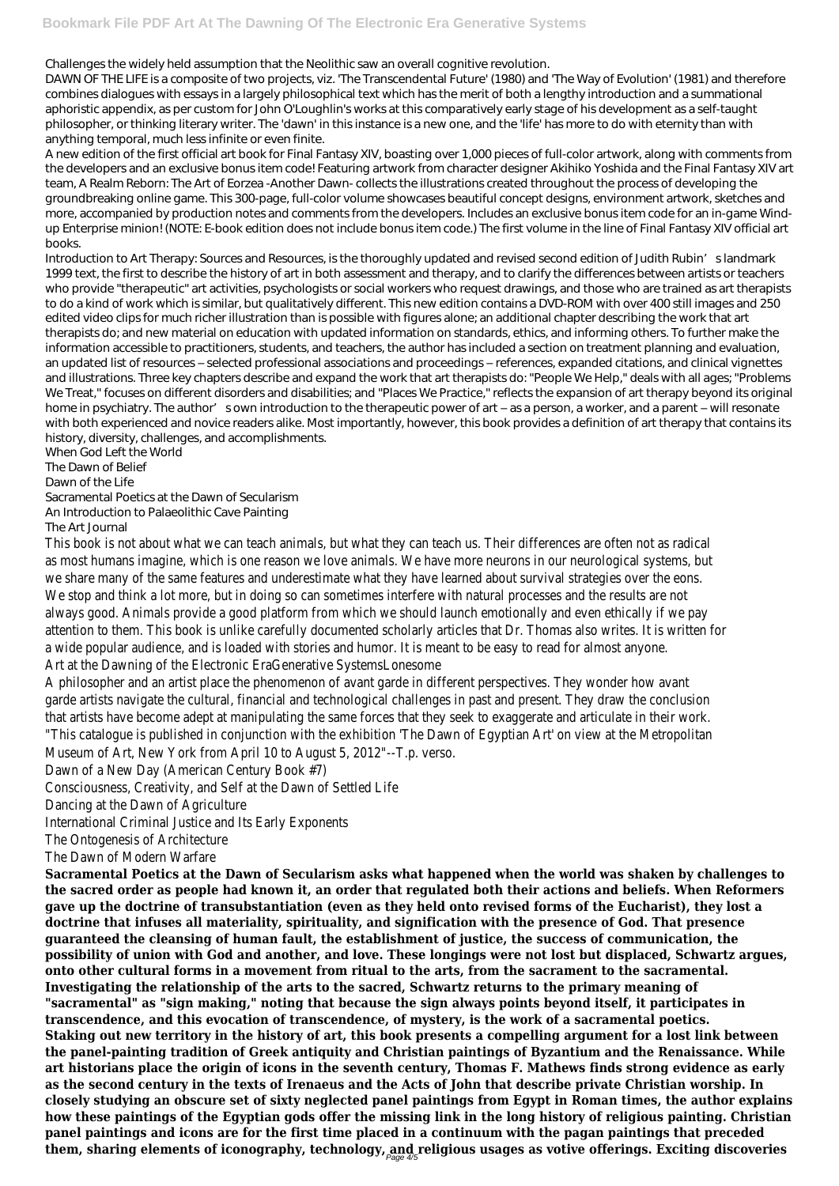Challenges the widely held assumption that the Neolithic saw an overall cognitive revolution.

DAWN OF THE LIFE is a composite of two projects, viz. 'The Transcendental Future' (1980) and 'The Way of Evolution' (1981) and therefore combines dialogues with essays in a largely philosophical text which has the merit of both a lengthy introduction and a summational aphoristic appendix, as per custom for John O'Loughlin's works at this comparatively early stage of his development as a self-taught philosopher, or thinking literary writer. The 'dawn' in this instance is a new one, and the 'life' has more to do with eternity than with anything temporal, much less infinite or even finite.

A new edition of the first official art book for Final Fantasy XIV, boasting over 1,000 pieces of full-color artwork, along with comments from the developers and an exclusive bonus item code! Featuring artwork from character designer Akihiko Yoshida and the Final Fantasy XIV art team, A Realm Reborn: The Art of Eorzea -Another Dawn- collects the illustrations created throughout the process of developing the groundbreaking online game. This 300-page, full-color volume showcases beautiful concept designs, environment artwork, sketches and more, accompanied by production notes and comments from the developers. Includes an exclusive bonus item code for an in-game Wind-up Enterprise minion! (NOTE: E-book edition does not include bonus item code.) The first volume in the line of Final Fantasy XIV official art books.

Introduction to Art Therapy: Sources and Resources, is the thoroughly updated and revised second edition of Judith Rubin's landmark 1999 text, the first to describe the history of art in both assessment and therapy, and to clarify the differences between artists or teachers who provide "therapeutic" art activities, psychologists or social workers who request drawings, and those who are trained as art therapists to do a kind of work which is similar, but qualitatively different. This new edition contains a DVD-ROM with over 400 still images and 250 edited video clips for much richer illustration than is possible with figures alone; an additional chapter describing the work that art therapists do; and new material on education with updated information on standards, ethics, and informing others. To further make the information accessible to practitioners, students, and teachers, the author has included a section on treatment planning and evaluation, an updated list of resources – selected professional associations and proceedings – references, expanded citations, and clinical vignettes and illustrations. Three key chapters describe and expand the work that art therapists do: "People We Help," deals with all ages; "Problems We Treat," focuses on different disorders and disabilities; and "Places We Practice," reflects the expansion of art therapy beyond its original home in psychiatry. The author's own introduction to the therapeutic power of art – as a person, a worker, and a parent – will resonate with both experienced and novice readers alike. Most importantly, however, this book provides a definition of art therapy that contains its history, diversity, challenges, and accomplishments.

When God Left the World

The Dawn of Belief

Dawn of the Life

Sacramental Poetics at the Dawn of Secularism

An Introduction to Palaeolithic Cave Painting

The Art Journal

This book is not about what we can teach animals, but what they can teach us. Their differences are often not as radical as most humans imagine, which is one reason we love animals. We have more neurons in our neurological systems, but we share many of the same features and underestimate what they have learned about survival strategies over the eons. We stop and think a lot more, but in doing so can sometimes interfere with natural processes and the results are not always good. Animals provide a good platform from which we should launch emotionally and even ethically if we pay attention to them. This book is unlike carefully documented scholarly articles that Dr. Thomas also writes. It is written for a wide popular audience, and is loaded with stories and humor. It is meant to be easy to read for almost anyone.

Art at the Dawning of the Electronic EraGenerative SystemsLonesome

A philosopher and an artist place the phenomenon of avant garde in different perspectives. They wonder how avant garde artists navigate the cultural, financial and technological challenges in past and present. They draw the conclusion that artists have become adept at manipulating the same forces that they seek to exaggerate and articulate in their work.

"This catalogue is published in conjunction with the exhibition 'The Dawn of Egyptian Art' on view at the Metropolitan Museum of Art, New York from April 10 to August 5, 2012"--T.p. verso.

Dawn of a New Day (American Century Book #7)

Consciousness, Creativity, and Self at the Dawn of Settled Life

Dancing at the Dawn of Agriculture

International Criminal Justice and Its Early Exponents

The Ontogenesis of Architecture

The Dawn of Modern Warfare

**Sacramental Poetics at the Dawn of Secularism asks what happened when the world was shaken by challenges to the sacred order as people had known it, an order that regulated both their actions and beliefs. When Reformers gave up the doctrine of transubstantiation (even as they held onto revised forms of the Eucharist), they lost a doctrine that infuses all materiality, spirituality, and signification with the presence of God. That presence guaranteed the cleansing of human fault, the establishment of justice, the success of communication, the possibility of union with God and another, and love. These longings were not lost but displaced, Schwartz argues, onto other cultural forms in a movement from ritual to the arts, from the sacrament to the sacramental. Investigating the relationship of the arts to the sacred, Schwartz returns to the primary meaning of "sacramental" as "sign making," noting that because the sign always points beyond itself, it participates in transcendence, and this evocation of transcendence, of mystery, is the work of a sacramental poetics. Staking out new territory in the history of art, this book presents a compelling argument for a lost link between the panel-painting tradition of Greek antiquity and Christian paintings of Byzantium and the Renaissance. While art historians place the origin of icons in the seventh century, Thomas F. Mathews finds strong evidence as early as the second century in the texts of Irenaeus and the Acts of John that describe private Christian worship. In closely studying an obscure set of sixty neglected panel paintings from Egypt in Roman times, the author explains how these paintings of the Egyptian gods offer the missing link in the long history of religious painting. Christian panel paintings and icons are for the first time placed in a continuum with the pagan paintings that preceded them, sharing elements of iconography, technology, and religious usages as votive offerings. Exciting discoveries**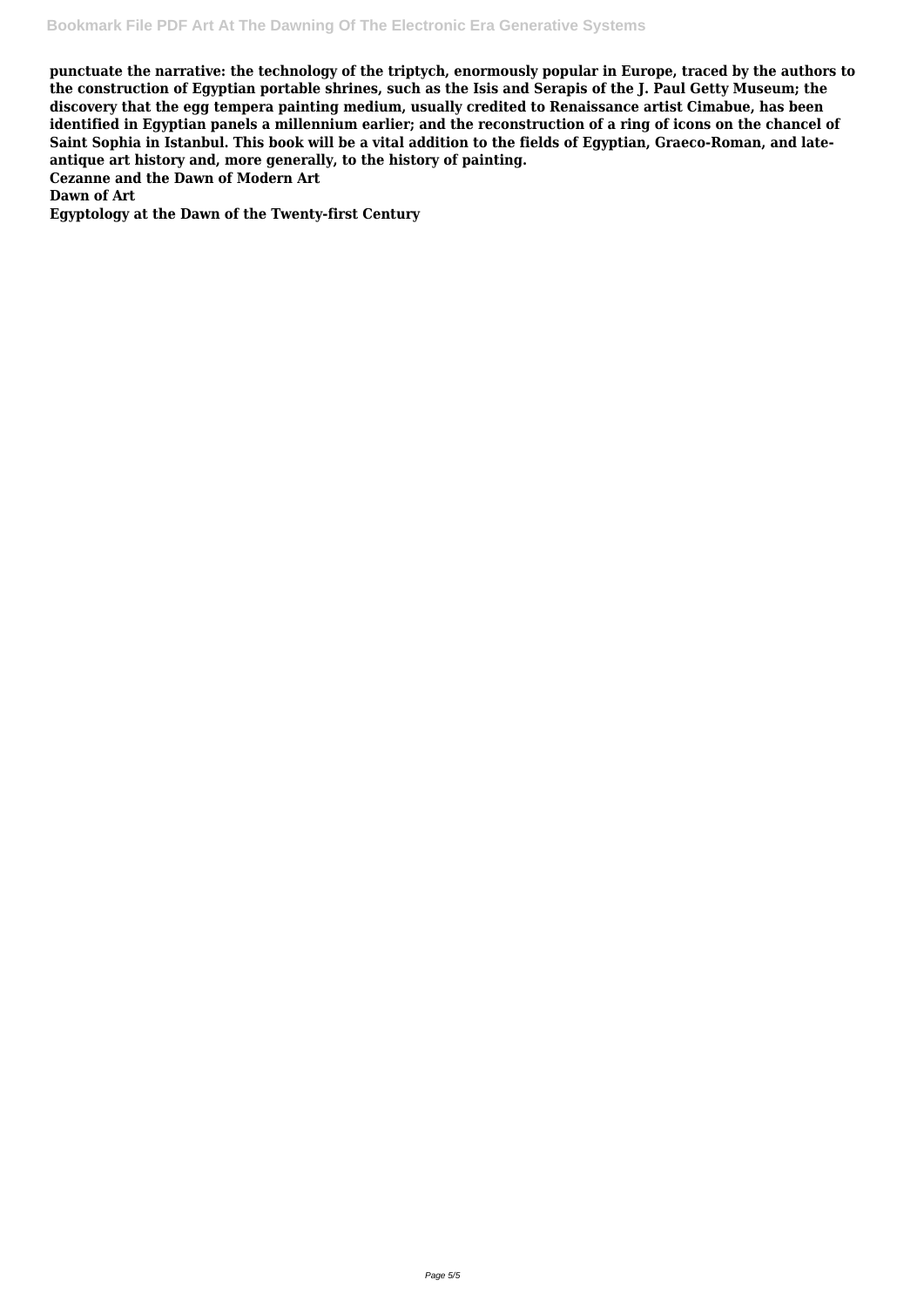**punctuate the narrative: the technology of the triptych, enormously popular in Europe, traced by the authors to the construction of Egyptian portable shrines, such as the Isis and Serapis of the J. Paul Getty Museum; the discovery that the egg tempera painting medium, usually credited to Renaissance artist Cimabue, has been identified in Egyptian panels a millennium earlier; and the reconstruction of a ring of icons on the chancel of Saint Sophia in Istanbul. This book will be a vital addition to the fields of Egyptian, Graeco-Roman, and late-antique art history and, more generally, to the history of painting.**

**Cezanne and the Dawn of Modern Art**

**Dawn of Art**

**Egyptology at the Dawn of the Twenty-first Century**